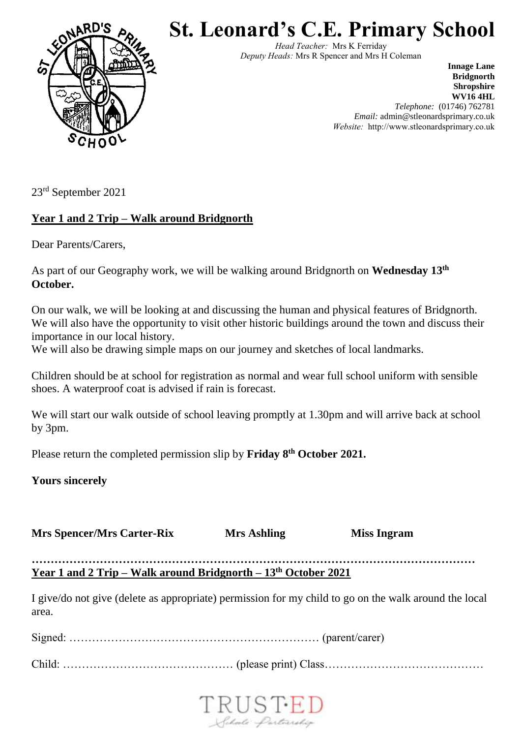# St. Leonard's C.E. Primary School

*Head Teacher:* Mrs K Ferriday
*Deputy Heads:* Mrs R Spencer and Mrs H Coleman

**Innage Lane**
**Bridgnorth**
**Shropshire**
**WV16 4HL**
*Telephone:* (01746) 762781
*Email:* admin@stleonardsprimary.co.uk
*Website:* http://www.stleonardsprimary.co.uk

23rd September 2021

**Year 1 and 2 Trip – Walk around Bridgnorth**

Dear Parents/Carers,

As part of our Geography work, we will be walking around Bridgnorth on **Wednesday 13th October.**

On our walk, we will be looking at and discussing the human and physical features of Bridgnorth. We will also have the opportunity to visit other historic buildings around the town and discuss their importance in our local history.
We will also be drawing simple maps on our journey and sketches of local landmarks.

Children should be at school for registration as normal and wear full school uniform with sensible shoes. A waterproof coat is advised if rain is forecast.

We will start our walk outside of school leaving promptly at 1.30pm and will arrive back at school by 3pm.

Please return the completed permission slip by **Friday 8th October 2021.**

**Yours sincerely**

**Mrs Spencer/Mrs Carter-Rix** **Mrs Ashling** **Miss Ingram**

……………………………………………………………………………………………………

**Year 1 and 2 Trip – Walk around Bridgnorth – 13th October 2021**

I give/do not give (delete as appropriate) permission for my child to go on the walk around the local area.

Signed: ………………………………………………………… (parent/carer)

Child: ……………………………………… (please print) Class……………………………………

TRUST·ED
Schools Partnership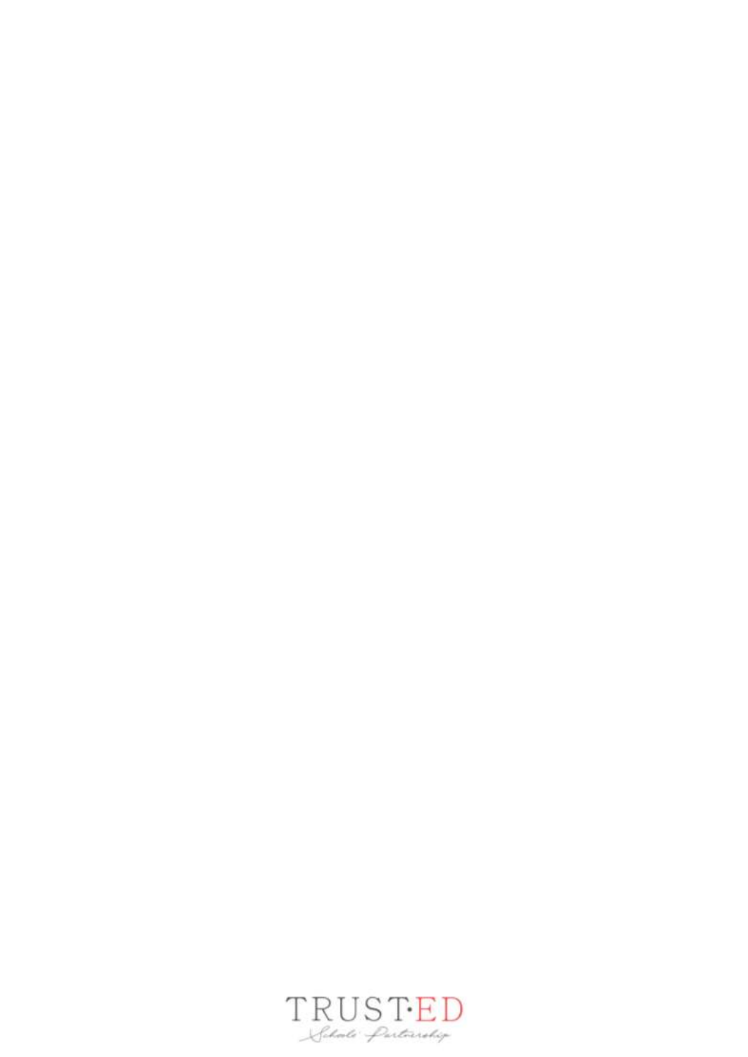TRUST·ED

*Schools Partnership*